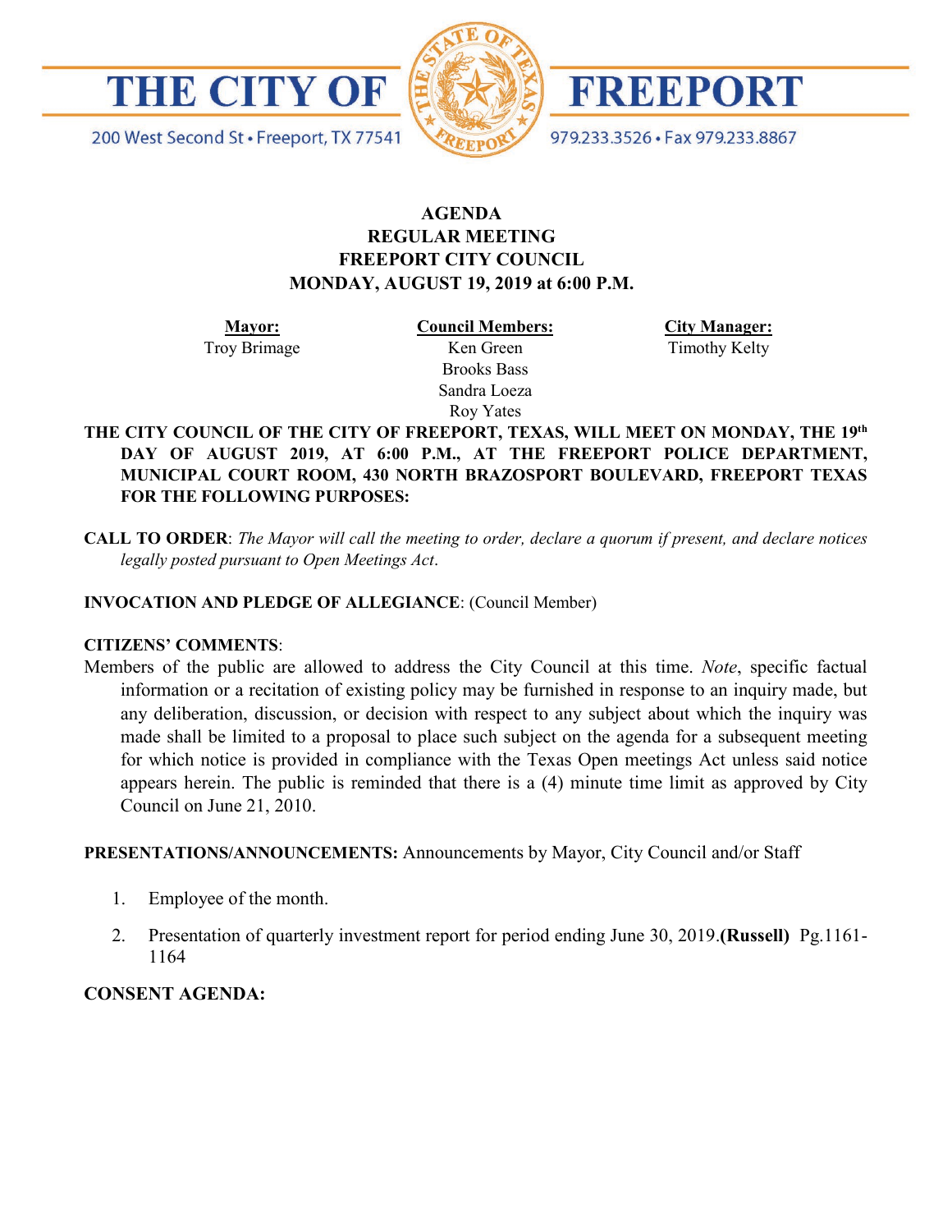# THE CITY OF FREEPORT

200 West Second St • Freeport, TX 77541

979.233.3526 • Fax 979.233.8867

**AGENDA**
**REGULAR MEETING**
**FREEPORT CITY COUNCIL**
**MONDAY, AUGUST 19, 2019 at 6:00 P.M.**

| **Mayor:** | **Council Members:** | **City Manager:** |
|---|---|---|
| Troy Brimage | Ken Green | Timothy Kelty |
| | Brooks Bass | |
| | Sandra Loeza | |
| | Roy Yates | |

**THE CITY COUNCIL OF THE CITY OF FREEPORT, TEXAS, WILL MEET ON MONDAY, THE 19th DAY OF AUGUST 2019, AT 6:00 P.M., AT THE FREEPORT POLICE DEPARTMENT, MUNICIPAL COURT ROOM, 430 NORTH BRAZOSPORT BOULEVARD, FREEPORT TEXAS FOR THE FOLLOWING PURPOSES:**

**CALL TO ORDER**: *The Mayor will call the meeting to order, declare a quorum if present, and declare notices legally posted pursuant to Open Meetings Act*.

**INVOCATION AND PLEDGE OF ALLEGIANCE**: (Council Member)

**CITIZENS' COMMENTS**:

Members of the public are allowed to address the City Council at this time. *Note*, specific factual information or a recitation of existing policy may be furnished in response to an inquiry made, but any deliberation, discussion, or decision with respect to any subject about which the inquiry was made shall be limited to a proposal to place such subject on the agenda for a subsequent meeting for which notice is provided in compliance with the Texas Open meetings Act unless said notice appears herein. The public is reminded that there is a (4) minute time limit as approved by City Council on June 21, 2010.

**PRESENTATIONS/ANNOUNCEMENTS:** Announcements by Mayor, City Council and/or Staff

1. Employee of the month.
2. Presentation of quarterly investment report for period ending June 30, 2019.**(Russell)** Pg.1161-1164

**CONSENT AGENDA:**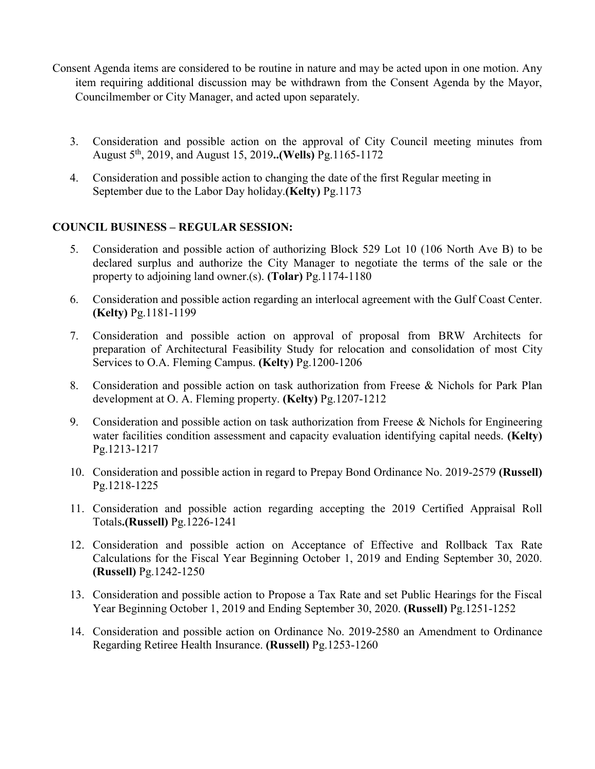Consent Agenda items are considered to be routine in nature and may be acted upon in one motion. Any item requiring additional discussion may be withdrawn from the Consent Agenda by the Mayor, Councilmember or City Manager, and acted upon separately.

3. Consideration and possible action on the approval of City Council meeting minutes from August 5th, 2019, and August 15, 2019**..(Wells)** Pg.1165-1172

4. Consideration and possible action to changing the date of the first Regular meeting in September due to the Labor Day holiday.**(Kelty)** Pg.1173

**COUNCIL BUSINESS – REGULAR SESSION:**

5. Consideration and possible action of authorizing Block 529 Lot 10 (106 North Ave B) to be declared surplus and authorize the City Manager to negotiate the terms of the sale or the property to adjoining land owner.(s). **(Tolar)** Pg.1174-1180

6. Consideration and possible action regarding an interlocal agreement with the Gulf Coast Center. **(Kelty)** Pg.1181-1199

7. Consideration and possible action on approval of proposal from BRW Architects for preparation of Architectural Feasibility Study for relocation and consolidation of most City Services to O.A. Fleming Campus. **(Kelty)** Pg.1200-1206

8. Consideration and possible action on task authorization from Freese & Nichols for Park Plan development at O. A. Fleming property. **(Kelty)** Pg.1207-1212

9. Consideration and possible action on task authorization from Freese & Nichols for Engineering water facilities condition assessment and capacity evaluation identifying capital needs. **(Kelty)** Pg.1213-1217

10. Consideration and possible action in regard to Prepay Bond Ordinance No. 2019-2579 **(Russell)** Pg.1218-1225

11. Consideration and possible action regarding accepting the 2019 Certified Appraisal Roll Totals**.(Russell)** Pg.1226-1241

12. Consideration and possible action on Acceptance of Effective and Rollback Tax Rate Calculations for the Fiscal Year Beginning October 1, 2019 and Ending September 30, 2020. **(Russell)** Pg.1242-1250

13. Consideration and possible action to Propose a Tax Rate and set Public Hearings for the Fiscal Year Beginning October 1, 2019 and Ending September 30, 2020. **(Russell)** Pg.1251-1252

14. Consideration and possible action on Ordinance No. 2019-2580 an Amendment to Ordinance Regarding Retiree Health Insurance. **(Russell)** Pg.1253-1260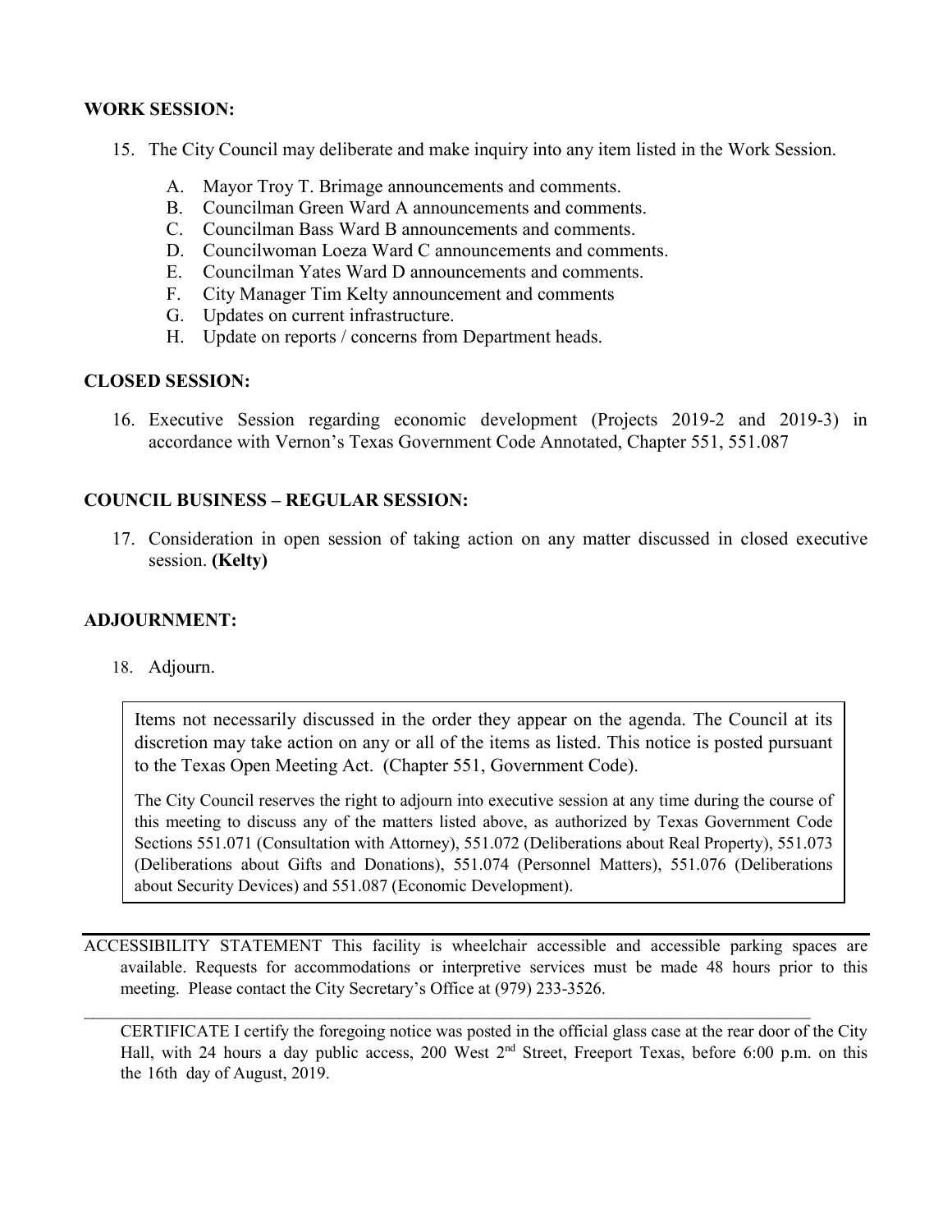**WORK SESSION:**

15. The City Council may deliberate and make inquiry into any item listed in the Work Session.

    A. Mayor Troy T. Brimage announcements and comments.
    B. Councilman Green Ward A announcements and comments.
    C. Councilman Bass Ward B announcements and comments.
    D. Councilwoman Loeza Ward C announcements and comments.
    E. Councilman Yates Ward D announcements and comments.
    F. City Manager Tim Kelty announcement and comments
    G. Updates on current infrastructure.
    H. Update on reports / concerns from Department heads.

**CLOSED SESSION:**

16. Executive Session regarding economic development (Projects 2019-2 and 2019-3) in accordance with Vernon's Texas Government Code Annotated, Chapter 551, 551.087

**COUNCIL BUSINESS – REGULAR SESSION:**

17. Consideration in open session of taking action on any matter discussed in closed executive session. **(Kelty)**

**ADJOURNMENT:**

18. Adjourn.

> Items not necessarily discussed in the order they appear on the agenda. The Council at its discretion may take action on any or all of the items as listed. This notice is posted pursuant to the Texas Open Meeting Act. (Chapter 551, Government Code).
>
> The City Council reserves the right to adjourn into executive session at any time during the course of this meeting to discuss any of the matters listed above, as authorized by Texas Government Code Sections 551.071 (Consultation with Attorney), 551.072 (Deliberations about Real Property), 551.073 (Deliberations about Gifts and Donations), 551.074 (Personnel Matters), 551.076 (Deliberations about Security Devices) and 551.087 (Economic Development).

ACCESSIBILITY STATEMENT This facility is wheelchair accessible and accessible parking spaces are available. Requests for accommodations or interpretive services must be made 48 hours prior to this meeting. Please contact the City Secretary's Office at (979) 233-3526.

CERTIFICATE I certify the foregoing notice was posted in the official glass case at the rear door of the City Hall, with 24 hours a day public access, 200 West 2nd Street, Freeport Texas, before 6:00 p.m. on this the 16th day of August, 2019.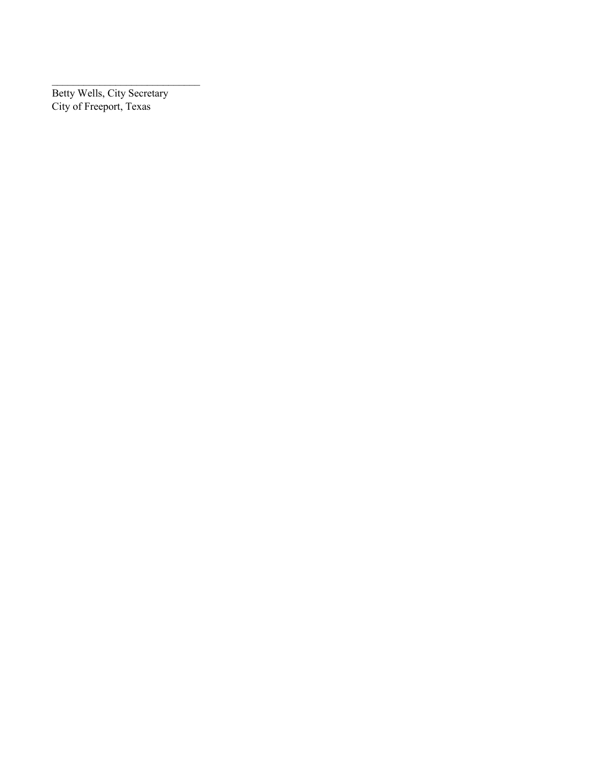_____________________________
Betty Wells, City Secretary
City of Freeport, Texas